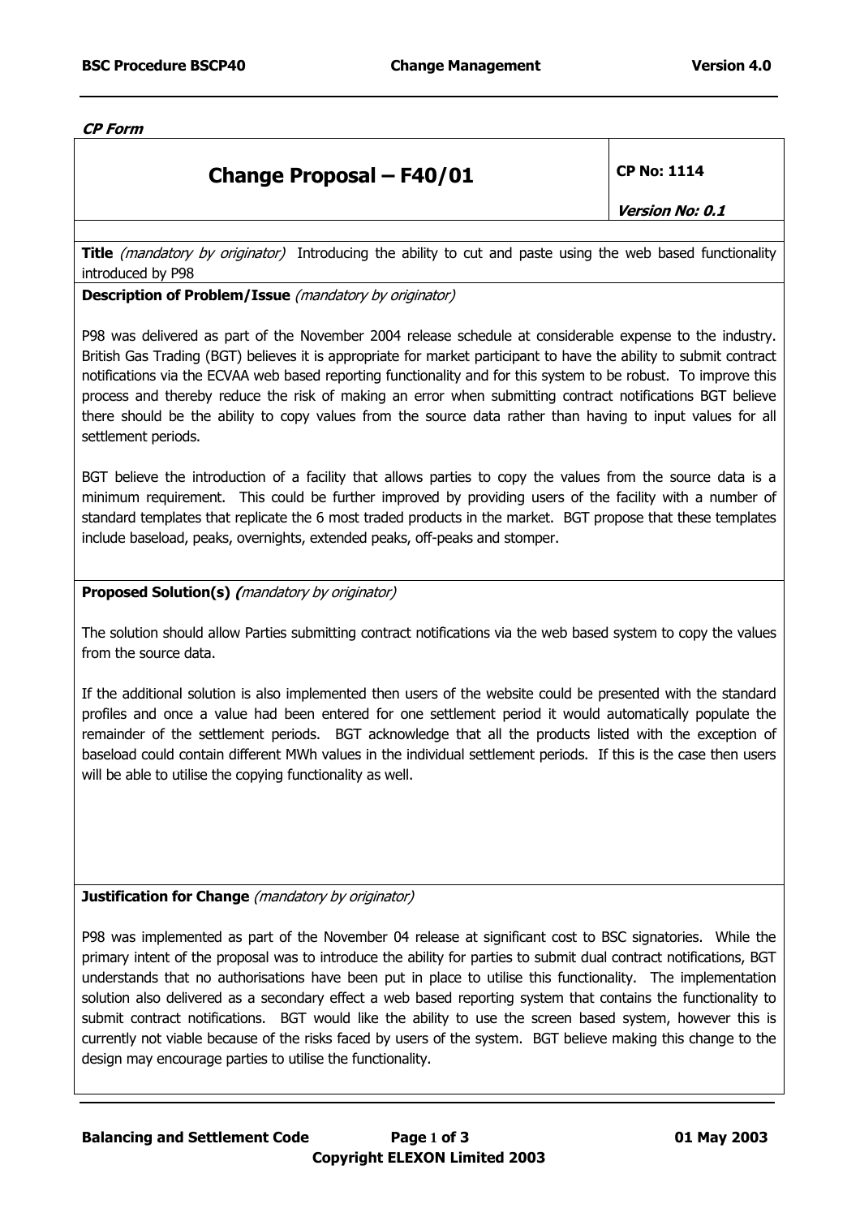***CP Form***

# Change Proposal – F40/01

**CP No: 1114**

***Version No: 0.1***

**Title** *(mandatory by originator)* Introducing the ability to cut and paste using the web based functionality introduced by P98

**Description of Problem/Issue** *(mandatory by originator)*

P98 was delivered as part of the November 2004 release schedule at considerable expense to the industry. British Gas Trading (BGT) believes it is appropriate for market participant to have the ability to submit contract notifications via the ECVAA web based reporting functionality and for this system to be robust. To improve this process and thereby reduce the risk of making an error when submitting contract notifications BGT believe there should be the ability to copy values from the source data rather than having to input values for all settlement periods.

BGT believe the introduction of a facility that allows parties to copy the values from the source data is a minimum requirement. This could be further improved by providing users of the facility with a number of standard templates that replicate the 6 most traded products in the market. BGT propose that these templates include baseload, peaks, overnights, extended peaks, off-peaks and stomper.

**Proposed Solution(s)** *(mandatory by originator)*

The solution should allow Parties submitting contract notifications via the web based system to copy the values from the source data.

If the additional solution is also implemented then users of the website could be presented with the standard profiles and once a value had been entered for one settlement period it would automatically populate the remainder of the settlement periods. BGT acknowledge that all the products listed with the exception of baseload could contain different MWh values in the individual settlement periods. If this is the case then users will be able to utilise the copying functionality as well.

**Justification for Change** *(mandatory by originator)*

P98 was implemented as part of the November 04 release at significant cost to BSC signatories. While the primary intent of the proposal was to introduce the ability for parties to submit dual contract notifications, BGT understands that no authorisations have been put in place to utilise this functionality. The implementation solution also delivered as a secondary effect a web based reporting system that contains the functionality to submit contract notifications. BGT would like the ability to use the screen based system, however this is currently not viable because of the risks faced by users of the system. BGT believe making this change to the design may encourage parties to utilise the functionality.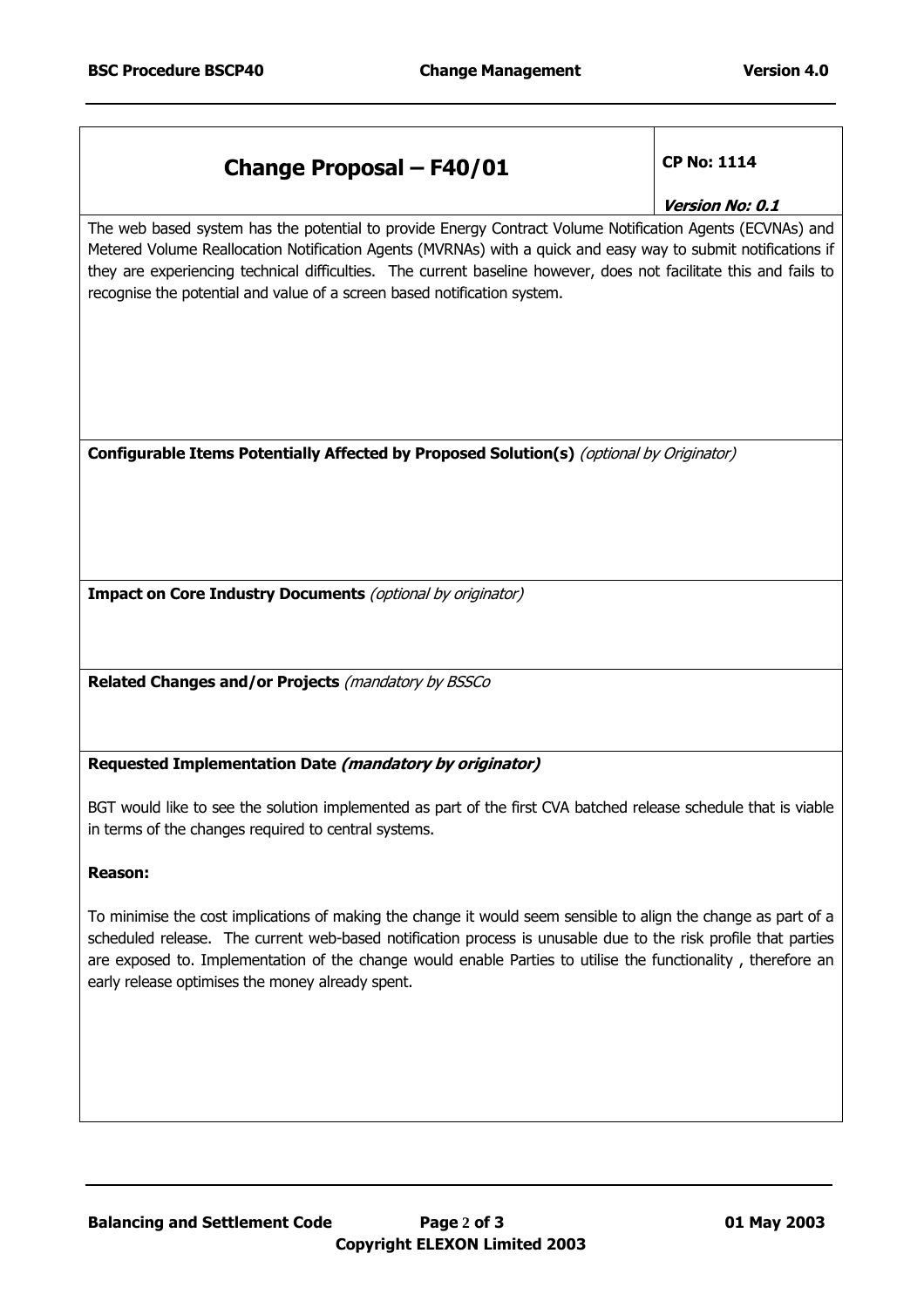## Change Proposal – F40/01

**CP No: 1114**

***Version No: 0.1***

The web based system has the potential to provide Energy Contract Volume Notification Agents (ECVNAs) and Metered Volume Reallocation Notification Agents (MVRNAs) with a quick and easy way to submit notifications if they are experiencing technical difficulties. The current baseline however, does not facilitate this and fails to recognise the potential and value of a screen based notification system.

**Configurable Items Potentially Affected by Proposed Solution(s)** *(optional by Originator)*

**Impact on Core Industry Documents** *(optional by originator)*

**Related Changes and/or Projects** *(mandatory by BSSCo*

**Requested Implementation Date *(mandatory by originator)***

BGT would like to see the solution implemented as part of the first CVA batched release schedule that is viable in terms of the changes required to central systems.

**Reason:**

To minimise the cost implications of making the change it would seem sensible to align the change as part of a scheduled release. The current web-based notification process is unusable due to the risk profile that parties are exposed to. Implementation of the change would enable Parties to utilise the functionality , therefore an early release optimises the money already spent.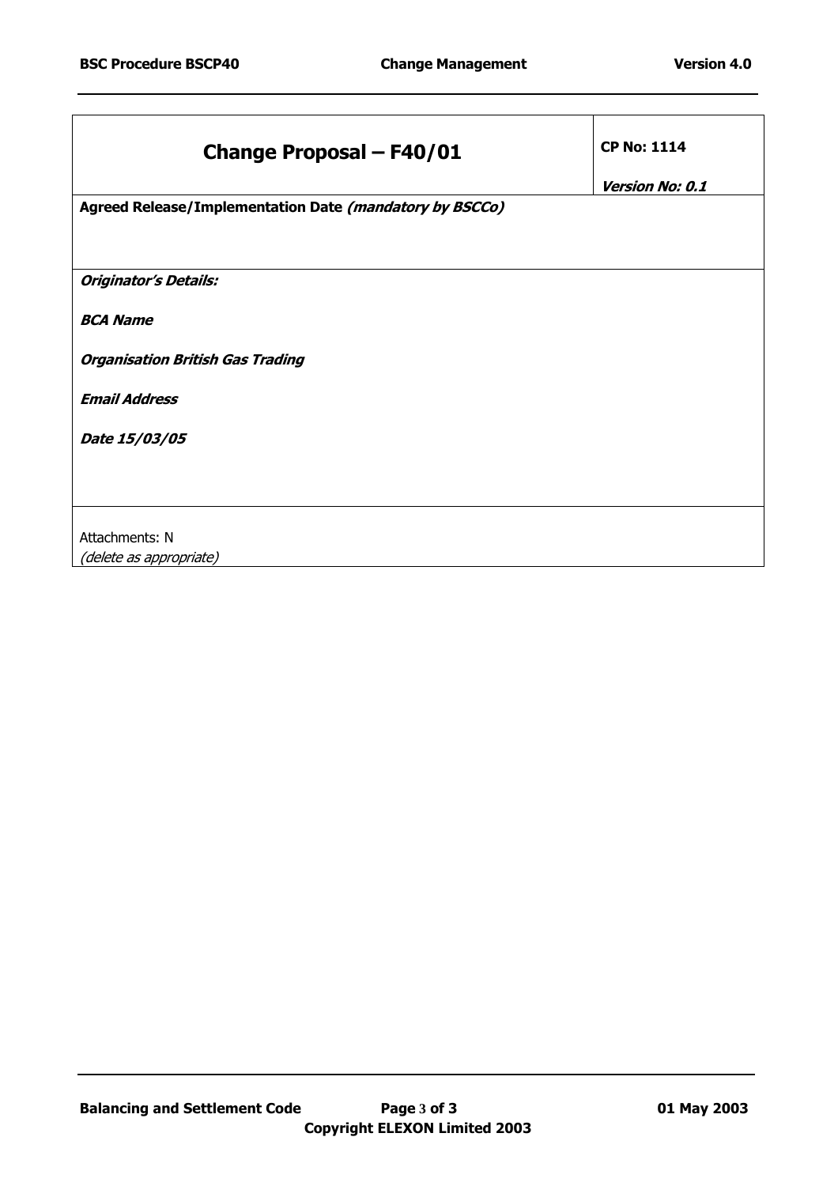| Change Proposal – F40/01 | CP No: 1114<br>*Version No: 0.1* |
|---|---|
| **Agreed Release/Implementation Date *(mandatory by BSCCo)*** | |
| ***Originator's Details:***<br><br>***BCA Name***<br><br>***Organisation British Gas Trading***<br><br>***Email Address***<br><br>***Date 15/03/05*** | |
| Attachments: N<br>*(delete as appropriate)* | |